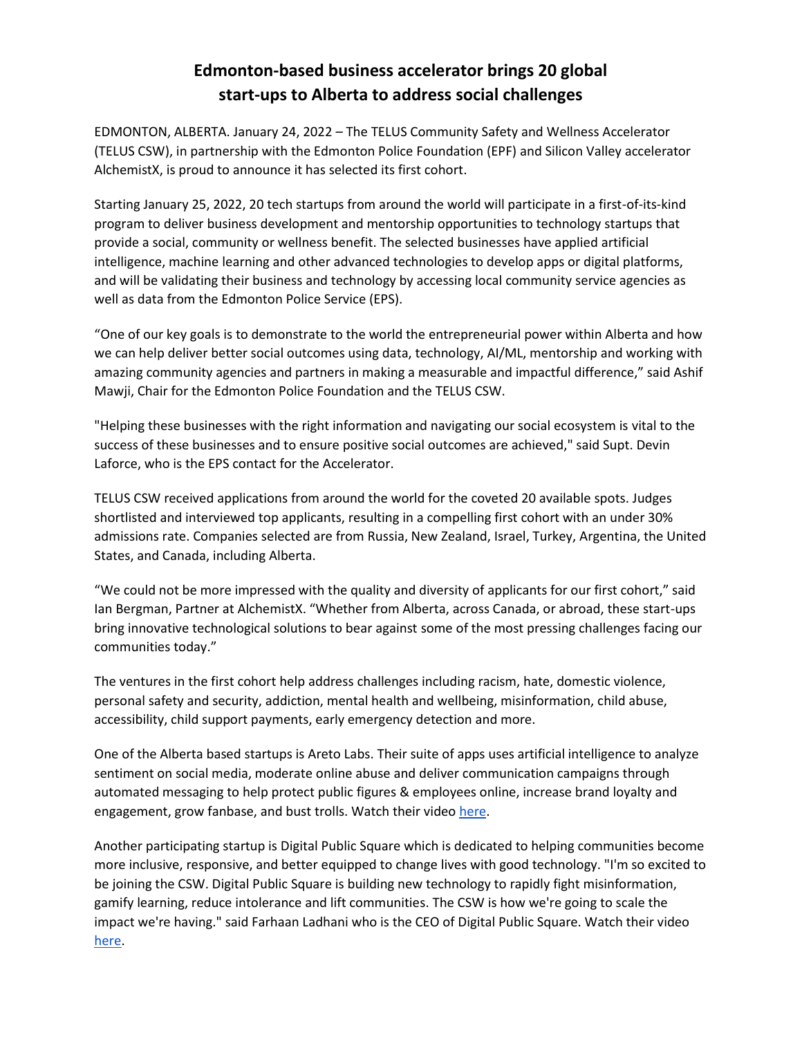# Edmonton-based business accelerator brings 20 global start-ups to Alberta to address social challenges

EDMONTON, ALBERTA. January 24, 2022 – The TELUS Community Safety and Wellness Accelerator (TELUS CSW), in partnership with the Edmonton Police Foundation (EPF) and Silicon Valley accelerator AlchemistX, is proud to announce it has selected its first cohort.

Starting January 25, 2022, 20 tech startups from around the world will participate in a first-of-its-kind program to deliver business development and mentorship opportunities to technology startups that provide a social, community or wellness benefit. The selected businesses have applied artificial intelligence, machine learning and other advanced technologies to develop apps or digital platforms, and will be validating their business and technology by accessing local community service agencies as well as data from the Edmonton Police Service (EPS).

“One of our key goals is to demonstrate to the world the entrepreneurial power within Alberta and how we can help deliver better social outcomes using data, technology, AI/ML, mentorship and working with amazing community agencies and partners in making a measurable and impactful difference,” said Ashif Mawji, Chair for the Edmonton Police Foundation and the TELUS CSW.

"Helping these businesses with the right information and navigating our social ecosystem is vital to the success of these businesses and to ensure positive social outcomes are achieved," said Supt. Devin Laforce, who is the EPS contact for the Accelerator.

TELUS CSW received applications from around the world for the coveted 20 available spots. Judges shortlisted and interviewed top applicants, resulting in a compelling first cohort with an under 30% admissions rate. Companies selected are from Russia, New Zealand, Israel, Turkey, Argentina, the United States, and Canada, including Alberta.

“We could not be more impressed with the quality and diversity of applicants for our first cohort,” said Ian Bergman, Partner at AlchemistX. “Whether from Alberta, across Canada, or abroad, these start-ups bring innovative technological solutions to bear against some of the most pressing challenges facing our communities today.”

The ventures in the first cohort help address challenges including racism, hate, domestic violence, personal safety and security, addiction, mental health and wellbeing, misinformation, child abuse, accessibility, child support payments, early emergency detection and more.

One of the Alberta based startups is Areto Labs. Their suite of apps uses artificial intelligence to analyze sentiment on social media, moderate online abuse and deliver communication campaigns through automated messaging to help protect public figures & employees online, increase brand loyalty and engagement, grow fanbase, and bust trolls. Watch their video here.

Another participating startup is Digital Public Square which is dedicated to helping communities become more inclusive, responsive, and better equipped to change lives with good technology. "I'm so excited to be joining the CSW. Digital Public Square is building new technology to rapidly fight misinformation, gamify learning, reduce intolerance and lift communities. The CSW is how we're going to scale the impact we're having." said Farhaan Ladhani who is the CEO of Digital Public Square. Watch their video here.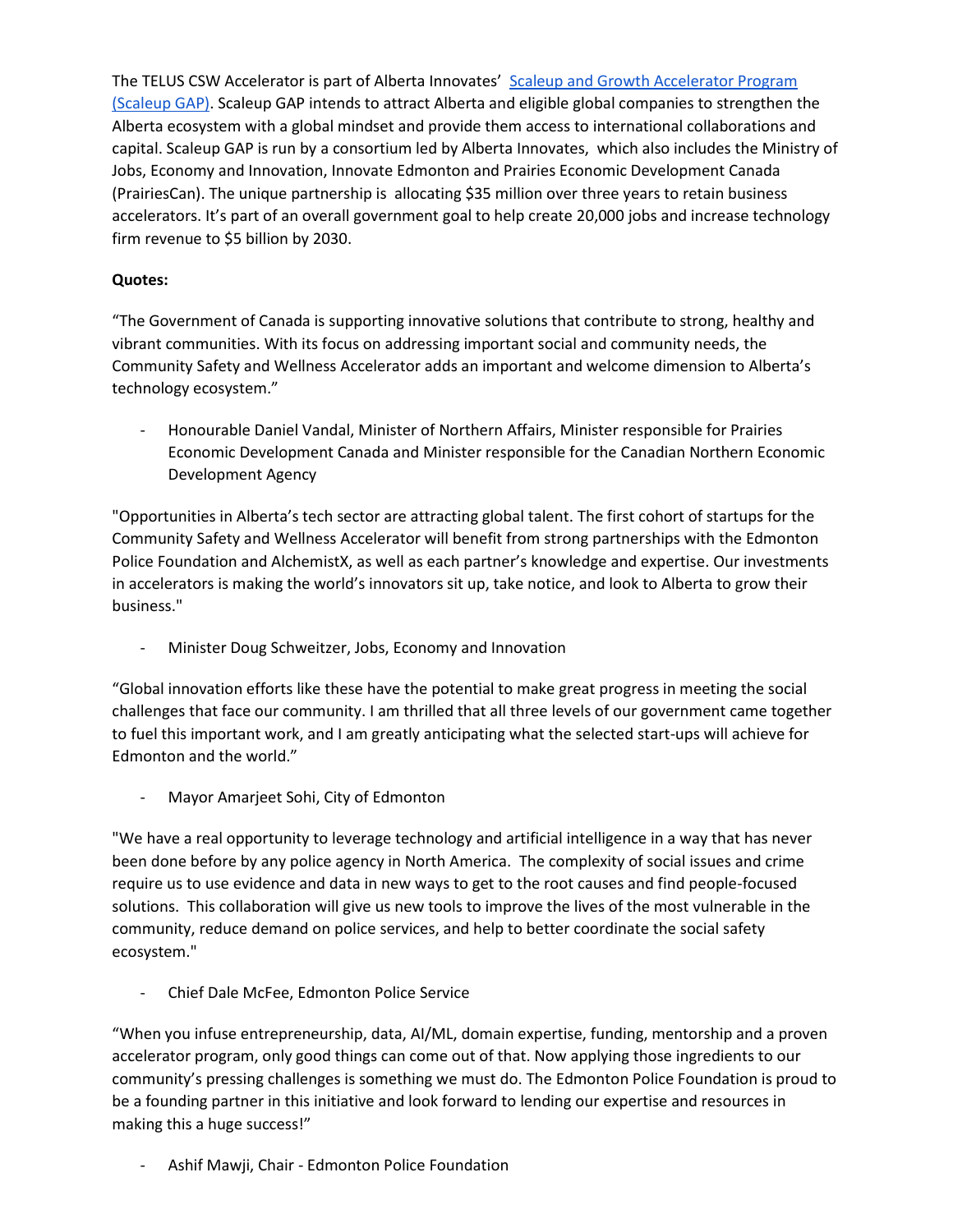The TELUS CSW Accelerator is part of Alberta Innovates' [Scaleup and Growth Accelerator Program (Scaleup GAP)](). Scaleup GAP intends to attract Alberta and eligible global companies to strengthen the Alberta ecosystem with a global mindset and provide them access to international collaborations and capital. Scaleup GAP is run by a consortium led by Alberta Innovates, which also includes the Ministry of Jobs, Economy and Innovation, Innovate Edmonton and Prairies Economic Development Canada (PrairiesCan). The unique partnership is allocating $35 million over three years to retain business accelerators. It's part of an overall government goal to help create 20,000 jobs and increase technology firm revenue to $5 billion by 2030.

**Quotes:**

"The Government of Canada is supporting innovative solutions that contribute to strong, healthy and vibrant communities. With its focus on addressing important social and community needs, the Community Safety and Wellness Accelerator adds an important and welcome dimension to Alberta's technology ecosystem."

- Honourable Daniel Vandal, Minister of Northern Affairs, Minister responsible for Prairies Economic Development Canada and Minister responsible for the Canadian Northern Economic Development Agency

"Opportunities in Alberta's tech sector are attracting global talent. The first cohort of startups for the Community Safety and Wellness Accelerator will benefit from strong partnerships with the Edmonton Police Foundation and AlchemistX, as well as each partner's knowledge and expertise. Our investments in accelerators is making the world's innovators sit up, take notice, and look to Alberta to grow their business."

- Minister Doug Schweitzer, Jobs, Economy and Innovation

"Global innovation efforts like these have the potential to make great progress in meeting the social challenges that face our community. I am thrilled that all three levels of our government came together to fuel this important work, and I am greatly anticipating what the selected start-ups will achieve for Edmonton and the world."

- Mayor Amarjeet Sohi, City of Edmonton

"We have a real opportunity to leverage technology and artificial intelligence in a way that has never been done before by any police agency in North America. The complexity of social issues and crime require us to use evidence and data in new ways to get to the root causes and find people-focused solutions. This collaboration will give us new tools to improve the lives of the most vulnerable in the community, reduce demand on police services, and help to better coordinate the social safety ecosystem."

- Chief Dale McFee, Edmonton Police Service

"When you infuse entrepreneurship, data, AI/ML, domain expertise, funding, mentorship and a proven accelerator program, only good things can come out of that. Now applying those ingredients to our community's pressing challenges is something we must do. The Edmonton Police Foundation is proud to be a founding partner in this initiative and look forward to lending our expertise and resources in making this a huge success!"

- Ashif Mawji, Chair - Edmonton Police Foundation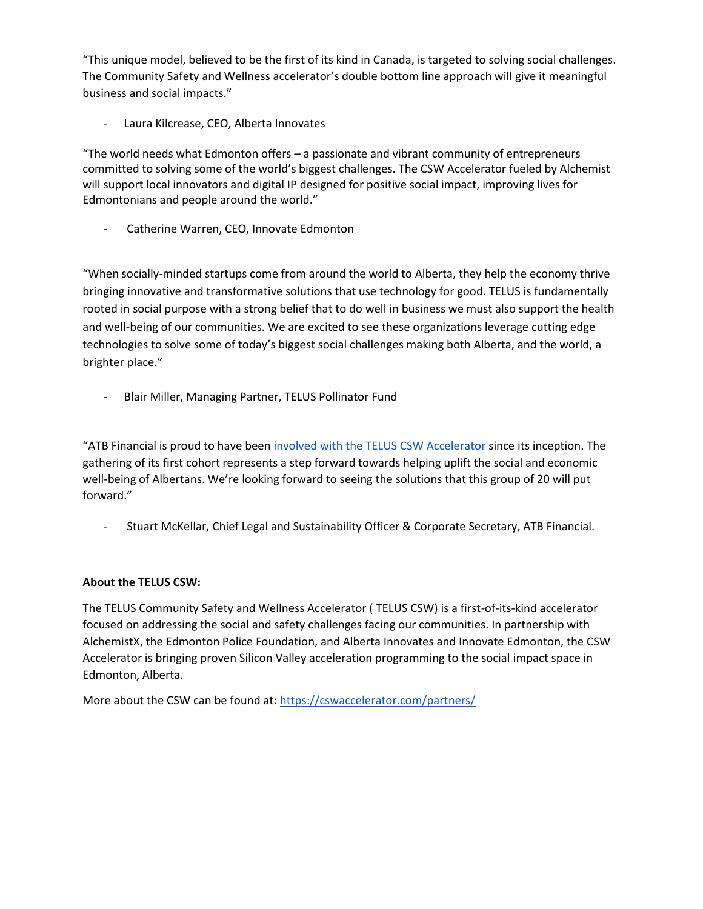"This unique model, believed to be the first of its kind in Canada, is targeted to solving social challenges. The Community Safety and Wellness accelerator's double bottom line approach will give it meaningful business and social impacts."

- Laura Kilcrease, CEO, Alberta Innovates

"The world needs what Edmonton offers – a passionate and vibrant community of entrepreneurs committed to solving some of the world's biggest challenges. The CSW Accelerator fueled by Alchemist will support local innovators and digital IP designed for positive social impact, improving lives for Edmontonians and people around the world."

- Catherine Warren, CEO, Innovate Edmonton

"When socially-minded startups come from around the world to Alberta, they help the economy thrive bringing innovative and transformative solutions that use technology for good. TELUS is fundamentally rooted in social purpose with a strong belief that to do well in business we must also support the health and well-being of our communities. We are excited to see these organizations leverage cutting edge technologies to solve some of today's biggest social challenges making both Alberta, and the world, a brighter place."

- Blair Miller, Managing Partner, TELUS Pollinator Fund

"ATB Financial is proud to have been involved with the TELUS CSW Accelerator since its inception. The gathering of its first cohort represents a step forward towards helping uplift the social and economic well-being of Albertans. We're looking forward to seeing the solutions that this group of 20 will put forward."

- Stuart McKellar, Chief Legal and Sustainability Officer & Corporate Secretary, ATB Financial.

**About the TELUS CSW:**

The TELUS Community Safety and Wellness Accelerator ( TELUS CSW) is a first-of-its-kind accelerator focused on addressing the social and safety challenges facing our communities. In partnership with AlchemistX, the Edmonton Police Foundation, and Alberta Innovates and Innovate Edmonton, the CSW Accelerator is bringing proven Silicon Valley acceleration programming to the social impact space in Edmonton, Alberta.

More about the CSW can be found at: https://cswaccelerator.com/partners/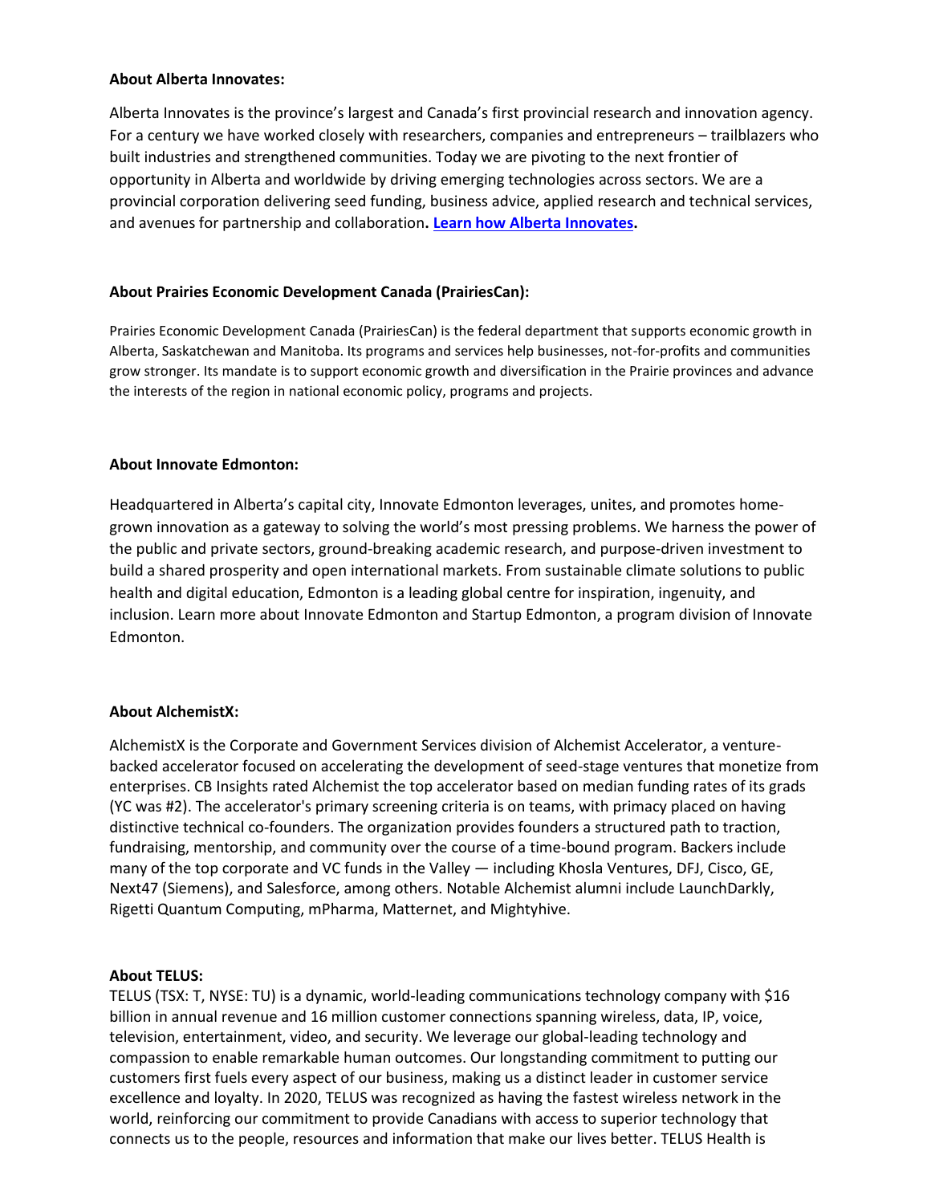**About Alberta Innovates:**

Alberta Innovates is the province's largest and Canada's first provincial research and innovation agency. For a century we have worked closely with researchers, companies and entrepreneurs – trailblazers who built industries and strengthened communities. Today we are pivoting to the next frontier of opportunity in Alberta and worldwide by driving emerging technologies across sectors. We are a provincial corporation delivering seed funding, business advice, applied research and technical services, and avenues for partnership and collaboration. **[Learn how Alberta Innovates](#).**

**About Prairies Economic Development Canada (PrairiesCan):**

Prairies Economic Development Canada (PrairiesCan) is the federal department that supports economic growth in Alberta, Saskatchewan and Manitoba. Its programs and services help businesses, not-for-profits and communities grow stronger. Its mandate is to support economic growth and diversification in the Prairie provinces and advance the interests of the region in national economic policy, programs and projects.

**About Innovate Edmonton:**

Headquartered in Alberta's capital city, Innovate Edmonton leverages, unites, and promotes home-grown innovation as a gateway to solving the world's most pressing problems. We harness the power of the public and private sectors, ground-breaking academic research, and purpose-driven investment to build a shared prosperity and open international markets. From sustainable climate solutions to public health and digital education, Edmonton is a leading global centre for inspiration, ingenuity, and inclusion. Learn more about Innovate Edmonton and Startup Edmonton, a program division of Innovate Edmonton.

**About AlchemistX:**

AlchemistX is the Corporate and Government Services division of Alchemist Accelerator, a venture-backed accelerator focused on accelerating the development of seed-stage ventures that monetize from enterprises. CB Insights rated Alchemist the top accelerator based on median funding rates of its grads (YC was #2). The accelerator's primary screening criteria is on teams, with primacy placed on having distinctive technical co-founders. The organization provides founders a structured path to traction, fundraising, mentorship, and community over the course of a time-bound program. Backers include many of the top corporate and VC funds in the Valley — including Khosla Ventures, DFJ, Cisco, GE, Next47 (Siemens), and Salesforce, among others. Notable Alchemist alumni include LaunchDarkly, Rigetti Quantum Computing, mPharma, Matternet, and Mightyhive.

**About TELUS:**

TELUS (TSX: T, NYSE: TU) is a dynamic, world-leading communications technology company with $16 billion in annual revenue and 16 million customer connections spanning wireless, data, IP, voice, television, entertainment, video, and security. We leverage our global-leading technology and compassion to enable remarkable human outcomes. Our longstanding commitment to putting our customers first fuels every aspect of our business, making us a distinct leader in customer service excellence and loyalty. In 2020, TELUS was recognized as having the fastest wireless network in the world, reinforcing our commitment to provide Canadians with access to superior technology that connects us to the people, resources and information that make our lives better. TELUS Health is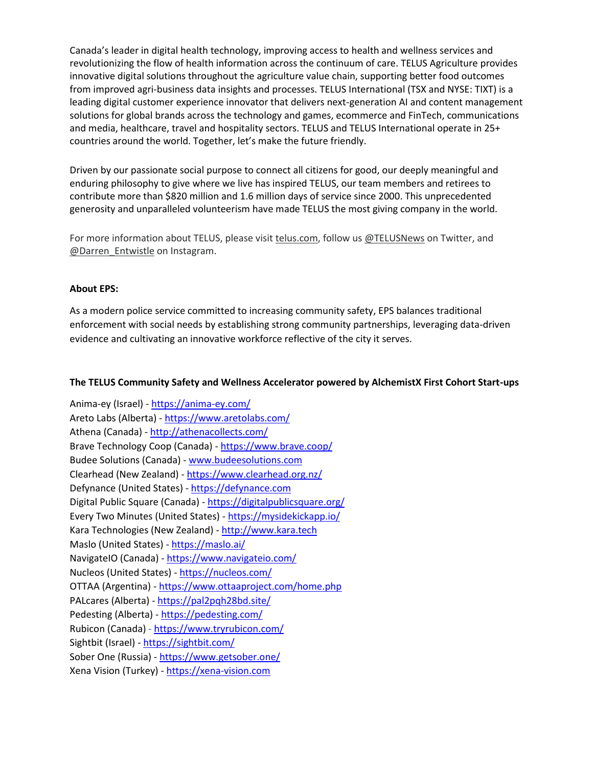Canada's leader in digital health technology, improving access to health and wellness services and revolutionizing the flow of health information across the continuum of care. TELUS Agriculture provides innovative digital solutions throughout the agriculture value chain, supporting better food outcomes from improved agri-business data insights and processes. TELUS International (TSX and NYSE: TIXT) is a leading digital customer experience innovator that delivers next-generation AI and content management solutions for global brands across the technology and games, ecommerce and FinTech, communications and media, healthcare, travel and hospitality sectors. TELUS and TELUS International operate in 25+ countries around the world. Together, let's make the future friendly.

Driven by our passionate social purpose to connect all citizens for good, our deeply meaningful and enduring philosophy to give where we live has inspired TELUS, our team members and retirees to contribute more than $820 million and 1.6 million days of service since 2000. This unprecedented generosity and unparalleled volunteerism have made TELUS the most giving company in the world.

For more information about TELUS, please visit telus.com, follow us @TELUSNews on Twitter, and @Darren_Entwistle on Instagram.

**About EPS:**

As a modern police service committed to increasing community safety, EPS balances traditional enforcement with social needs by establishing strong community partnerships, leveraging data-driven evidence and cultivating an innovative workforce reflective of the city it serves.

**The TELUS Community Safety and Wellness Accelerator powered by AlchemistX First Cohort Start-ups**

Anima-ey (Israel) - https://anima-ey.com/
Areto Labs (Alberta) - https://www.aretolabs.com/
Athena (Canada) - http://athenacollects.com/
Brave Technology Coop (Canada) - https://www.brave.coop/
Budee Solutions (Canada) - www.budeesolutions.com
Clearhead (New Zealand) - https://www.clearhead.org.nz/
Defynance (United States) - https://defynance.com
Digital Public Square (Canada) - https://digitalpublicsquare.org/
Every Two Minutes (United States) - https://mysidekickapp.io/
Kara Technologies (New Zealand) - http://www.kara.tech
Maslo (United States) - https://maslo.ai/
NavigateIO (Canada) - https://www.navigateio.com/
Nucleos (United States) - https://nucleos.com/
OTTAA (Argentina) - https://www.ottaaproject.com/home.php
PALcares (Alberta) - https://pal2pqh28bd.site/
Pedesting (Alberta) - https://pedesting.com/
Rubicon (Canada) - https://www.tryrubicon.com/
Sightbit (Israel) - https://sightbit.com/
Sober One (Russia) - https://www.getsober.one/
Xena Vision (Turkey) - https://xena-vision.com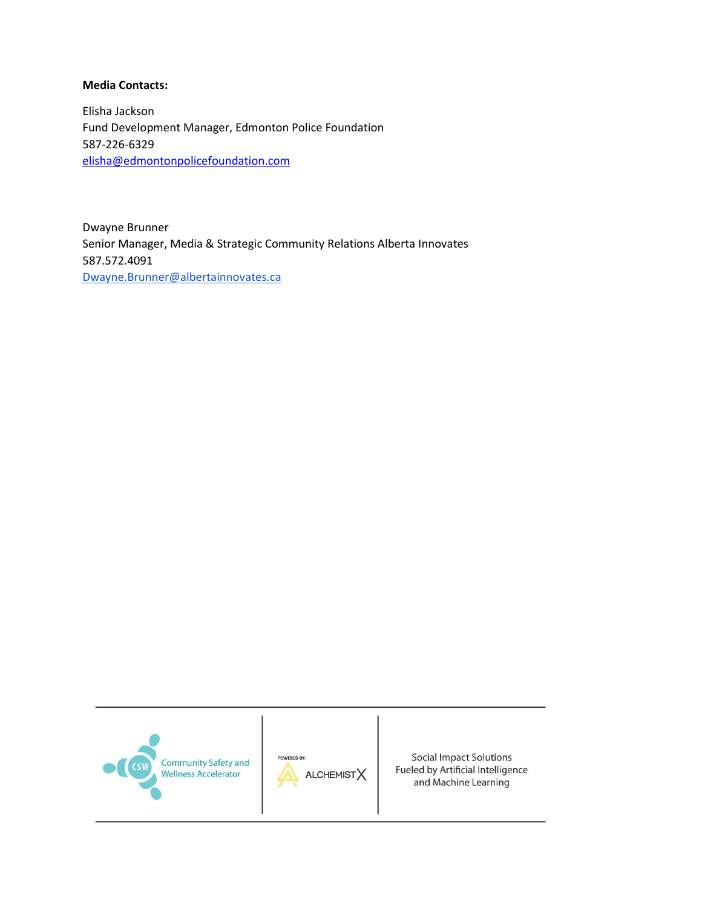**Media Contacts:**

Elisha Jackson
Fund Development Manager, Edmonton Police Foundation
587-226-6329
elisha@edmontonpolicefoundation.com

Dwayne Brunner
Senior Manager, Media & Strategic Community Relations Alberta Innovates
587.572.4091
Dwayne.Brunner@albertainnovates.ca